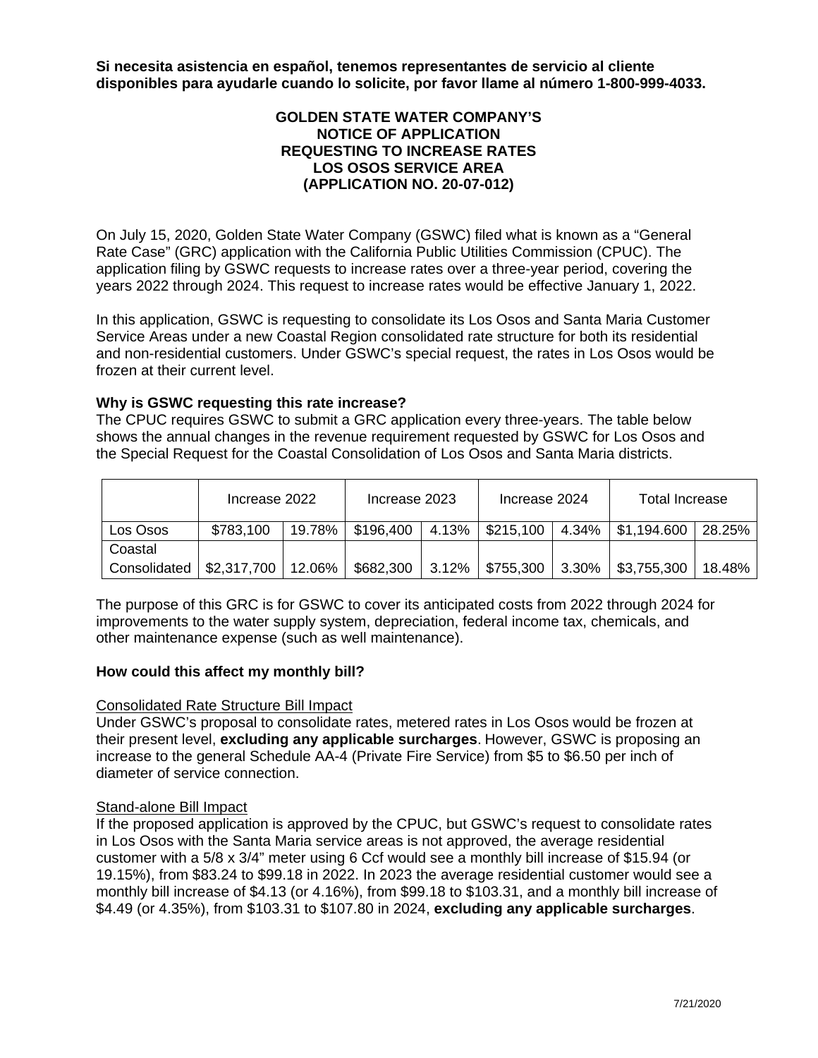**Si necesita asistencia en español, tenemos representantes de servicio al cliente disponibles para ayudarle cuando lo solicite, por favor llame al número 1-800-999-4033.**

# GOLDEN STATE WATER COMPANY'S NOTICE OF APPLICATION REQUESTING TO INCREASE RATES LOS OSOS SERVICE AREA (APPLICATION NO. 20-07-012)

On July 15, 2020, Golden State Water Company (GSWC) filed what is known as a "General Rate Case" (GRC) application with the California Public Utilities Commission (CPUC). The application filing by GSWC requests to increase rates over a three-year period, covering the years 2022 through 2024. This request to increase rates would be effective January 1, 2022.

In this application, GSWC is requesting to consolidate its Los Osos and Santa Maria Customer Service Areas under a new Coastal Region consolidated rate structure for both its residential and non-residential customers. Under GSWC's special request, the rates in Los Osos would be frozen at their current level.

**Why is GSWC requesting this rate increase?**

The CPUC requires GSWC to submit a GRC application every three-years. The table below shows the annual changes in the revenue requirement requested by GSWC for Los Osos and the Special Request for the Coastal Consolidation of Los Osos and Santa Maria districts.

| | Increase 2022 | | Increase 2023 | | Increase 2024 | | Total Increase | |
|---|---|---|---|---|---|---|---|---|
| Los Osos | $783,100 | 19.78% | $196,400 | 4.13% | $215,100 | 4.34% | $1,194.600 | 28.25% |
| Coastal Consolidated | $2,317,700 | 12.06% | $682,300 | 3.12% | $755,300 | 3.30% | $3,755,300 | 18.48% |

The purpose of this GRC is for GSWC to cover its anticipated costs from 2022 through 2024 for improvements to the water supply system, depreciation, federal income tax, chemicals, and other maintenance expense (such as well maintenance).

**How could this affect my monthly bill?**

Consolidated Rate Structure Bill Impact

Under GSWC's proposal to consolidate rates, metered rates in Los Osos would be frozen at their present level, **excluding any applicable surcharges**. However, GSWC is proposing an increase to the general Schedule AA-4 (Private Fire Service) from $5 to $6.50 per inch of diameter of service connection.

Stand-alone Bill Impact

If the proposed application is approved by the CPUC, but GSWC's request to consolidate rates in Los Osos with the Santa Maria service areas is not approved, the average residential customer with a 5/8 x 3/4" meter using 6 Ccf would see a monthly bill increase of $15.94 (or 19.15%), from $83.24 to $99.18 in 2022. In 2023 the average residential customer would see a monthly bill increase of $4.13 (or 4.16%), from $99.18 to $103.31, and a monthly bill increase of $4.49 (or 4.35%), from $103.31 to $107.80 in 2024, **excluding any applicable surcharges**.

7/21/2020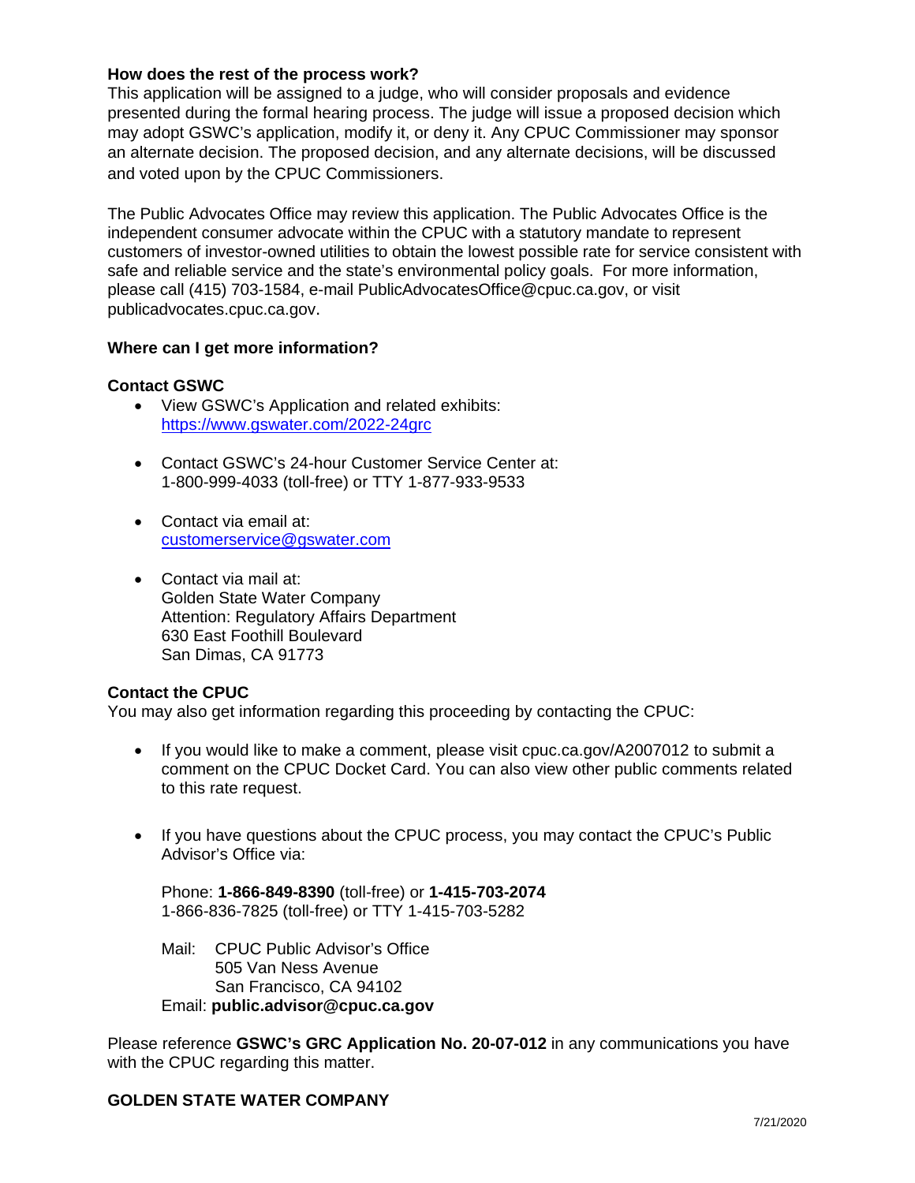**How does the rest of the process work?**

This application will be assigned to a judge, who will consider proposals and evidence presented during the formal hearing process. The judge will issue a proposed decision which may adopt GSWC's application, modify it, or deny it. Any CPUC Commissioner may sponsor an alternate decision. The proposed decision, and any alternate decisions, will be discussed and voted upon by the CPUC Commissioners.

The Public Advocates Office may review this application. The Public Advocates Office is the independent consumer advocate within the CPUC with a statutory mandate to represent customers of investor-owned utilities to obtain the lowest possible rate for service consistent with safe and reliable service and the state's environmental policy goals. For more information, please call (415) 703-1584, e-mail PublicAdvocatesOffice@cpuc.ca.gov, or visit publicadvocates.cpuc.ca.gov.

**Where can I get more information?**

**Contact GSWC**

- View GSWC's Application and related exhibits: https://www.gswater.com/2022-24grc
- Contact GSWC's 24-hour Customer Service Center at: 1-800-999-4033 (toll-free) or TTY 1-877-933-9533
- Contact via email at: customerservice@gswater.com
- Contact via mail at:
  Golden State Water Company
  Attention: Regulatory Affairs Department
  630 East Foothill Boulevard
  San Dimas, CA 91773

**Contact the CPUC**

You may also get information regarding this proceeding by contacting the CPUC:

- If you would like to make a comment, please visit cpuc.ca.gov/A2007012 to submit a comment on the CPUC Docket Card. You can also view other public comments related to this rate request.
- If you have questions about the CPUC process, you may contact the CPUC's Public Advisor's Office via:

  Phone: **1-866-849-8390** (toll-free) or **1-415-703-2074**
  1-866-836-7825 (toll-free) or TTY 1-415-703-5282

  Mail: CPUC Public Advisor's Office
  505 Van Ness Avenue
  San Francisco, CA 94102
  Email: **public.advisor@cpuc.ca.gov**

Please reference **GSWC's GRC Application No. 20-07-012** in any communications you have with the CPUC regarding this matter.

**GOLDEN STATE WATER COMPANY**

7/21/2020